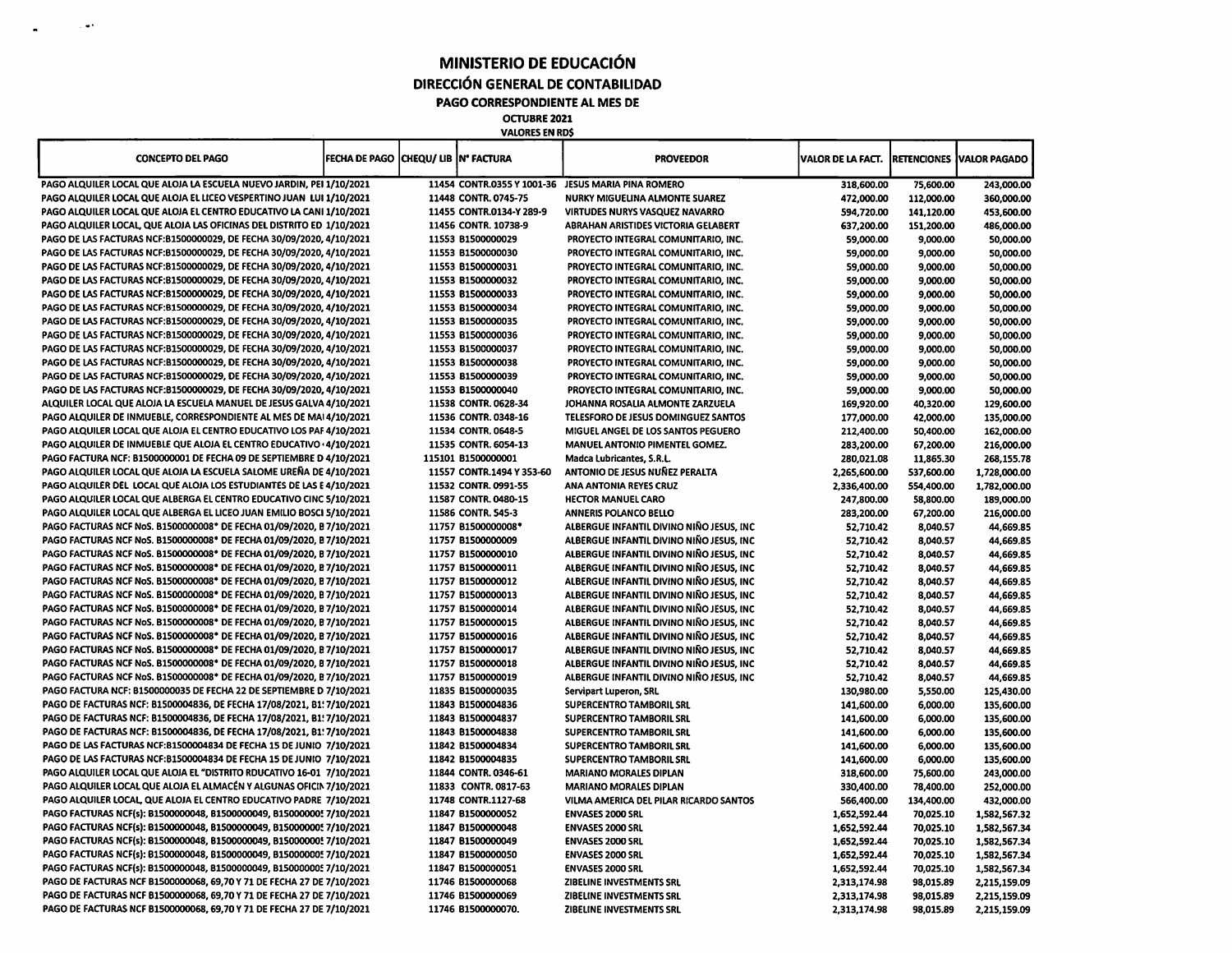# MINISTERIO DE EDUCACIÓN

## DIRECCIÓN GENERAL DE CONTABILIDAD

### PAGO CORRESPONDIENTE AL MES DE

**OCTUBRE 2021**

**VALORES EN RD$**

| CONCEPTO DEL PAGO | FECHA DE PAGO | CHEQU/ LIB | N° FACTURA | PROVEEDOR | VALOR DE LA FACT. | RETENCIONES | VALOR PAGADO |
|---|---|---|---|---|---|---|---|
| PAGO ALQUILER LOCAL QUE ALOJA LA ESCUELA NUEVO JARDIN, PEI | 1/10/2021 | 11454 | CONTR.0355 Y 1001-36 | JESUS MARIA PINA ROMERO | 318,600.00 | 75,600.00 | 243,000.00 |
| PAGO ALQUILER LOCAL QUE ALOJA EL LICEO VESPERTINO JUAN LUI | 1/10/2021 | 11448 | CONTR. 0745-75 | NURKY MIGUELINA ALMONTE SUAREZ | 472,000.00 | 112,000.00 | 360,000.00 |
| PAGO ALQUILER LOCAL QUE ALOJA EL CENTRO EDUCATIVO LA CANI | 1/10/2021 | 11455 | CONTR.0134-Y 289-9 | VIRTUDES NURYS VASQUEZ NAVARRO | 594,720.00 | 141,120.00 | 453,600.00 |
| PAGO ALQUILER LOCAL, QUE ALOJA LAS OFICINAS DEL DISTRITO ED | 1/10/2021 | 11456 | CONTR. 10738-9 | ABRAHAN ARISTIDES VICTORIA GELABERT | 637,200.00 | 151,200.00 | 486,000.00 |
| PAGO DE LAS FACTURAS NCF:B1500000029, DE FECHA 30/09/2020, | 4/10/2021 | 11553 | B1500000029 | PROYECTO INTEGRAL COMUNITARIO, INC. | 59,000.00 | 9,000.00 | 50,000.00 |
| PAGO DE LAS FACTURAS NCF:B1500000029, DE FECHA 30/09/2020, | 4/10/2021 | 11553 | B1500000030 | PROYECTO INTEGRAL COMUNITARIO, INC. | 59,000.00 | 9,000.00 | 50,000.00 |
| PAGO DE LAS FACTURAS NCF:B1500000029, DE FECHA 30/09/2020, | 4/10/2021 | 11553 | B1500000031 | PROYECTO INTEGRAL COMUNITARIO, INC. | 59,000.00 | 9,000.00 | 50,000.00 |
| PAGO DE LAS FACTURAS NCF:B1500000029, DE FECHA 30/09/2020, | 4/10/2021 | 11553 | B1500000032 | PROYECTO INTEGRAL COMUNITARIO, INC. | 59,000.00 | 9,000.00 | 50,000.00 |
| PAGO DE LAS FACTURAS NCF:B1500000029, DE FECHA 30/09/2020, | 4/10/2021 | 11553 | B1500000033 | PROYECTO INTEGRAL COMUNITARIO, INC. | 59,000.00 | 9,000.00 | 50,000.00 |
| PAGO DE LAS FACTURAS NCF:B1500000029, DE FECHA 30/09/2020, | 4/10/2021 | 11553 | B1500000034 | PROYECTO INTEGRAL COMUNITARIO, INC. | 59,000.00 | 9,000.00 | 50,000.00 |
| PAGO DE LAS FACTURAS NCF:B1500000029, DE FECHA 30/09/2020, | 4/10/2021 | 11553 | B1500000035 | PROYECTO INTEGRAL COMUNITARIO, INC. | 59,000.00 | 9,000.00 | 50,000.00 |
| PAGO DE LAS FACTURAS NCF:B1500000029, DE FECHA 30/09/2020, | 4/10/2021 | 11553 | B1500000036 | PROYECTO INTEGRAL COMUNITARIO, INC. | 59,000.00 | 9,000.00 | 50,000.00 |
| PAGO DE LAS FACTURAS NCF:B1500000029, DE FECHA 30/09/2020, | 4/10/2021 | 11553 | B1500000037 | PROYECTO INTEGRAL COMUNITARIO, INC. | 59,000.00 | 9,000.00 | 50,000.00 |
| PAGO DE LAS FACTURAS NCF:B1500000029, DE FECHA 30/09/2020, | 4/10/2021 | 11553 | B1500000038 | PROYECTO INTEGRAL COMUNITARIO, INC. | 59,000.00 | 9,000.00 | 50,000.00 |
| PAGO DE LAS FACTURAS NCF:B1500000029, DE FECHA 30/09/2020, | 4/10/2021 | 11553 | B1500000039 | PROYECTO INTEGRAL COMUNITARIO, INC. | 59,000.00 | 9,000.00 | 50,000.00 |
| PAGO DE LAS FACTURAS NCF:B1500000029, DE FECHA 30/09/2020, | 4/10/2021 | 11553 | B1500000040 | PROYECTO INTEGRAL COMUNITARIO, INC. | 59,000.00 | 9,000.00 | 50,000.00 |
| ALQUILER LOCAL QUE ALOJA LA ESCUELA MANUEL DE JESUS GALVA | 4/10/2021 | 11538 | CONTR. 0628-34 | JOHANNA ROSALIA ALMONTE ZARZUELA | 169,920.00 | 40,320.00 | 129,600.00 |
| PAGO ALQUILER DE INMUEBLE, CORRESPONDIENTE AL MES DE MA | 4/10/2021 | 11536 | CONTR. 0348-16 | TELESFORO DE JESUS DOMINGUEZ SANTOS | 177,000.00 | 42,000.00 | 135,000.00 |
| PAGO ALQUILER LOCAL QUE ALOJA EL CENTRO EDUCATIVO LOS PAF | 4/10/2021 | 11534 | CONTR. 0648-5 | MIGUEL ANGEL DE LOS SANTOS PEGUERO | 212,400.00 | 50,400.00 | 162,000.00 |
| PAGO ALQUILER DE INMUEBLE QUE ALOJA EL CENTRO EDUCATIVO | 4/10/2021 | 11535 | CONTR. 6054-13 | MANUEL ANTONIO PIMENTEL GOMEZ. | 283,200.00 | 67,200.00 | 216,000.00 |
| PAGO FACTURA NCF: B1500000001 DE FECHA 09 DE SEPTIEMBRE D | 4/10/2021 | 115101 | B1500000001 | Madca Lubricantes, S.R.L. | 280,021.08 | 11,865.30 | 268,155.78 |
| PAGO ALQUILER LOCAL QUE ALOJA LA ESCUELA SALOME UREÑA DE | 4/10/2021 | 11557 | CONTR.1494 Y 353-60 | ANTONIO DE JESUS NUÑEZ PERALTA | 2,265,600.00 | 537,600.00 | 1,728,000.00 |
| PAGO ALQUILER DEL LOCAL QUE ALOJA LOS ESTUDIANTES DE LAS E | 4/10/2021 | 11532 | CONTR. 0991-55 | ANA ANTONIA REYES CRUZ | 2,336,400.00 | 554,400.00 | 1,782,000.00 |
| PAGO ALQUILER LOCAL QUE ALBERGA EL CENTRO EDUCATIVO CINC | 5/10/2021 | 11587 | CONTR. 0480-15 | HECTOR MANUEL CARO | 247,800.00 | 58,800.00 | 189,000.00 |
| PAGO ALQUILER LOCAL QUE ALBERGA EL LICEO JUAN EMILIO BOSCI | 5/10/2021 | 11586 | CONTR. 545-3 | ANNERIS POLANCO BELLO | 283,200.00 | 67,200.00 | 216,000.00 |
| PAGO FACTURAS NCF NoS. B1500000008* DE FECHA 01/09/2020, B | 7/10/2021 | 11757 | B1500000008* | ALBERGUE INFANTIL DIVINO NIÑO JESUS, INC | 52,710.42 | 8,040.57 | 44,669.85 |
| PAGO FACTURAS NCF NoS. B1500000008* DE FECHA 01/09/2020, B | 7/10/2021 | 11757 | B1500000009 | ALBERGUE INFANTIL DIVINO NIÑO JESUS, INC | 52,710.42 | 8,040.57 | 44,669.85 |
| PAGO FACTURAS NCF NoS. B1500000008* DE FECHA 01/09/2020, B | 7/10/2021 | 11757 | B1500000010 | ALBERGUE INFANTIL DIVINO NIÑO JESUS, INC | 52,710.42 | 8,040.57 | 44,669.85 |
| PAGO FACTURAS NCF NoS. B1500000008* DE FECHA 01/09/2020, B | 7/10/2021 | 11757 | B1500000011 | ALBERGUE INFANTIL DIVINO NIÑO JESUS, INC | 52,710.42 | 8,040.57 | 44,669.85 |
| PAGO FACTURAS NCF NoS. B1500000008* DE FECHA 01/09/2020, B | 7/10/2021 | 11757 | B1500000012 | ALBERGUE INFANTIL DIVINO NIÑO JESUS, INC | 52,710.42 | 8,040.57 | 44,669.85 |
| PAGO FACTURAS NCF NoS. B1500000008* DE FECHA 01/09/2020, B | 7/10/2021 | 11757 | B1500000013 | ALBERGUE INFANTIL DIVINO NIÑO JESUS, INC | 52,710.42 | 8,040.57 | 44,669.85 |
| PAGO FACTURAS NCF NoS. B1500000008* DE FECHA 01/09/2020, B | 7/10/2021 | 11757 | B1500000014 | ALBERGUE INFANTIL DIVINO NIÑO JESUS, INC | 52,710.42 | 8,040.57 | 44,669.85 |
| PAGO FACTURAS NCF NoS. B1500000008* DE FECHA 01/09/2020, B | 7/10/2021 | 11757 | B1500000015 | ALBERGUE INFANTIL DIVINO NIÑO JESUS, INC | 52,710.42 | 8,040.57 | 44,669.85 |
| PAGO FACTURAS NCF NoS. B1500000008* DE FECHA 01/09/2020, B | 7/10/2021 | 11757 | B1500000016 | ALBERGUE INFANTIL DIVINO NIÑO JESUS, INC | 52,710.42 | 8,040.57 | 44,669.85 |
| PAGO FACTURAS NCF NoS. B1500000008* DE FECHA 01/09/2020, B | 7/10/2021 | 11757 | B1500000017 | ALBERGUE INFANTIL DIVINO NIÑO JESUS, INC | 52,710.42 | 8,040.57 | 44,669.85 |
| PAGO FACTURAS NCF NoS. B1500000008* DE FECHA 01/09/2020, B | 7/10/2021 | 11757 | B1500000018 | ALBERGUE INFANTIL DIVINO NIÑO JESUS, INC | 52,710.42 | 8,040.57 | 44,669.85 |
| PAGO FACTURAS NCF NoS. B1500000008* DE FECHA 01/09/2020, B | 7/10/2021 | 11757 | B1500000019 | ALBERGUE INFANTIL DIVINO NIÑO JESUS, INC | 52,710.42 | 8,040.57 | 44,669.85 |
| PAGO FACTURA NCF: B1500000035 DE FECHA 22 DE SEPTIEMBRE D | 7/10/2021 | 11835 | B1500000035 | Servipart Luperon, SRL | 130,980.00 | 5,550.00 | 125,430.00 |
| PAGO DE FACTURAS NCF: B1500004836, DE FECHA 17/08/2021, B1! | 7/10/2021 | 11843 | B1500004836 | SUPERCENTRO TAMBORIL SRL | 141,600.00 | 6,000.00 | 135,600.00 |
| PAGO DE FACTURAS NCF: B1500004836, DE FECHA 17/08/2021, B1! | 7/10/2021 | 11843 | B1500004837 | SUPERCENTRO TAMBORIL SRL | 141,600.00 | 6,000.00 | 135,600.00 |
| PAGO DE FACTURAS NCF: B1500004836, DE FECHA 17/08/2021, B1! | 7/10/2021 | 11843 | B1500004838 | SUPERCENTRO TAMBORIL SRL | 141,600.00 | 6,000.00 | 135,600.00 |
| PAGO DE LAS FACTURAS NCF:B1500004834 DE FECHA 15 DE JUNIO | 7/10/2021 | 11842 | B1500004834 | SUPERCENTRO TAMBORIL SRL | 141,600.00 | 6,000.00 | 135,600.00 |
| PAGO DE LAS FACTURAS NCF:B1500004834 DE FECHA 15 DE JUNIO | 7/10/2021 | 11842 | B1500004835 | SUPERCENTRO TAMBORIL SRL | 141,600.00 | 6,000.00 | 135,600.00 |
| PAGO ALQUILER LOCAL QUE ALOJA EL "DISTRITO RDUCATIVO 16-01 | 7/10/2021 | 11844 | CONTR. 0346-61 | MARIANO MORALES DIPLAN | 318,600.00 | 75,600.00 | 243,000.00 |
| PAGO ALQUILER LOCAL QUE ALOJA EL ALMACÉN Y ALGUNAS OFICII | 7/10/2021 | 11833 | CONTR. 0817-63 | MARIANO MORALES DIPLAN | 330,400.00 | 78,400.00 | 252,000.00 |
| PAGO ALQUILER LOCAL, QUE ALOJA EL CENTRO EDUCATIVO PADRE | 7/10/2021 | 11748 | CONTR.1127-68 | VILMA AMERICA DEL PILAR RICARDO SANTOS | 566,400.00 | 134,400.00 | 432,000.00 |
| PAGO FACTURAS NCF(s): B1500000048, B1500000049, B150000000! | 7/10/2021 | 11847 | B1500000052 | ENVASES 2000 SRL | 1,652,592.44 | 70,025.10 | 1,582,567.32 |
| PAGO FACTURAS NCF(s): B1500000048, B1500000049, B150000000! | 7/10/2021 | 11847 | B1500000048 | ENVASES 2000 SRL | 1,652,592.44 | 70,025.10 | 1,582,567.34 |
| PAGO FACTURAS NCF(s): B1500000048, B1500000049, B150000000! | 7/10/2021 | 11847 | B1500000049 | ENVASES 2000 SRL | 1,652,592.44 | 70,025.10 | 1,582,567.34 |
| PAGO FACTURAS NCF(s): B1500000048, B1500000049, B150000000! | 7/10/2021 | 11847 | B1500000050 | ENVASES 2000 SRL | 1,652,592.44 | 70,025.10 | 1,582,567.34 |
| PAGO FACTURAS NCF(s): B1500000048, B1500000049, B150000000! | 7/10/2021 | 11847 | B1500000051 | ENVASES 2000 SRL | 1,652,592.44 | 70,025.10 | 1,582,567.34 |
| PAGO DE FACTURAS NCF B1500000068, 69,70 Y 71 DE FECHA 27 DE | 7/10/2021 | 11746 | B1500000068 | ZIBELINE INVESTMENTS SRL | 2,313,174.98 | 98,015.89 | 2,215,159.09 |
| PAGO DE FACTURAS NCF B1500000068, 69,70 Y 71 DE FECHA 27 DE | 7/10/2021 | 11746 | B1500000069 | ZIBELINE INVESTMENTS SRL | 2,313,174.98 | 98,015.89 | 2,215,159.09 |
| PAGO DE FACTURAS NCF B1500000068, 69,70 Y 71 DE FECHA 27 DE | 7/10/2021 | 11746 | B1500000070. | ZIBELINE INVESTMENTS SRL | 2,313,174.98 | 98,015.89 | 2,215,159.09 |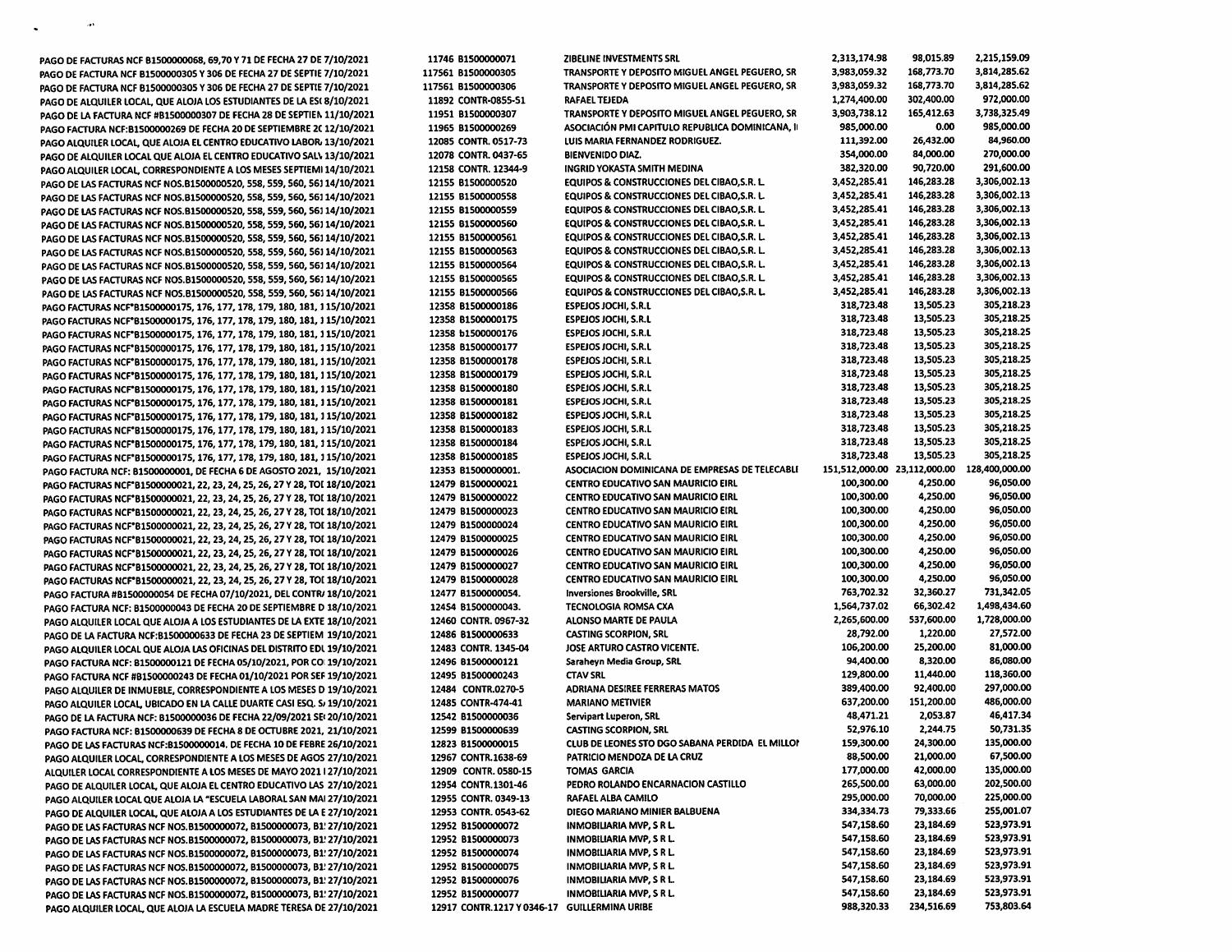| | | | | | |
|---|---|---|---|---|---|
| PAGO DE FACTURAS NCF B1500000068, 69,70 Y 71 DE FECHA 27 DE 7/10/2021 | 11746 B1500000071 | ZIBELINE INVESTMENTS SRL | 2,313,174.98 | 98,015.89 | 2,215,159.09 |
| PAGO DE FACTURA NCF B1500000305 Y 306 DE FECHA 27 DE SEPTIE 7/10/2021 | 117561 B1500000305 | TRANSPORTE Y DEPOSITO MIGUEL ANGEL PEGUERO, SR | 3,983,059.32 | 168,773.70 | 3,814,285.62 |
| PAGO DE FACTURA NCF B1500000305 Y 306 DE FECHA 27 DE SEPTIE 7/10/2021 | 117561 B1500000306 | TRANSPORTE Y DEPOSITO MIGUEL ANGEL PEGUERO, SR | 3,983,059.32 | 168,773.70 | 3,814,285.62 |
| PAGO DE ALQUILER LOCAL, QUE ALOJA LOS ESTUDIANTES DE LA ES( 8/10/2021 | 11892 CONTR-0855-51 | RAFAEL TEJEDA | 1,274,400.00 | 302,400.00 | 972,000.00 |
| PAGO DE LA FACTURA NCF #B1500000307 DE FECHA 28 DE SEPTIEN 11/10/2021 | 11951 B1500000307 | TRANSPORTE Y DEPOSITO MIGUEL ANGEL PEGUERO, SR | 3,903,738.12 | 165,412.63 | 3,738,325.49 |
| PAGO FACTURA NCF:B1500000269 DE FECHA 20 DE SEPTIEMBRE 2( 12/10/2021 | 11965 B1500000269 | ASOCIACIÓN PMI CAPITULO REPUBLICA DOMINICANA, I | 985,000.00 | 0.00 | 985,000.00 |
| PAGO ALQUILER LOCAL, QUE ALOJA EL CENTRO EDUCATIVO LABOR 13/10/2021 | 12085 CONTR. 0517-73 | LUIS MARIA FERNANDEZ RODRIGUEZ. | 111,392.00 | 26,432.00 | 84,960.00 |
| PAGO DE ALQUILER LOCAL QUE ALOJA EL CENTRO EDUCATIVO SAL\ 13/10/2021 | 12078 CONTR. 0437-65 | BIENVENIDO DIAZ. | 354,000.00 | 84,000.00 | 270,000.00 |
| PAGO ALQUILER LOCAL, CORRESPONDIENTE A LOS MESES SEPTIEMI 14/10/2021 | 12158 CONTR. 12344-9 | INGRID YOKASTA SMITH MEDINA | 382,320.00 | 90,720.00 | 291,600.00 |
| PAGO DE LAS FACTURAS NCF NOS.B1500000520, 558, 559, 560, 56 14/10/2021 | 12155 B1500000520 | EQUIPOS & CONSTRUCCIONES DEL CIBAO,S.R. L. | 3,452,285.41 | 146,283.28 | 3,306,002.13 |
| PAGO DE LAS FACTURAS NCF NOS.B1500000520, 558, 559, 560, 56 14/10/2021 | 12155 B1500000558 | EQUIPOS & CONSTRUCCIONES DEL CIBAO,S.R. L. | 3,452,285.41 | 146,283.28 | 3,306,002.13 |
| PAGO DE LAS FACTURAS NCF NOS.B1500000520, 558, 559, 560, 56 14/10/2021 | 12155 B1500000559 | EQUIPOS & CONSTRUCCIONES DEL CIBAO,S.R. L. | 3,452,285.41 | 146,283.28 | 3,306,002.13 |
| PAGO DE LAS FACTURAS NCF NOS.B1500000520, 558, 559, 560, 56 14/10/2021 | 12155 B1500000560 | EQUIPOS & CONSTRUCCIONES DEL CIBAO,S.R. L. | 3,452,285.41 | 146,283.28 | 3,306,002.13 |
| PAGO DE LAS FACTURAS NCF NOS.B1500000520, 558, 559, 560, 56 14/10/2021 | 12155 B1500000561 | EQUIPOS & CONSTRUCCIONES DEL CIBAO,S.R. L. | 3,452,285.41 | 146,283.28 | 3,306,002.13 |
| PAGO DE LAS FACTURAS NCF NOS.B1500000520, 558, 559, 560, 56 14/10/2021 | 12155 B1500000563 | EQUIPOS & CONSTRUCCIONES DEL CIBAO,S.R. L. | 3,452,285.41 | 146,283.28 | 3,306,002.13 |
| PAGO DE LAS FACTURAS NCF NOS.B1500000520, 558, 559, 560, 56 14/10/2021 | 12155 B1500000564 | EQUIPOS & CONSTRUCCIONES DEL CIBAO,S.R. L. | 3,452,285.41 | 146,283.28 | 3,306,002.13 |
| PAGO DE LAS FACTURAS NCF NOS.B1500000520, 558, 559, 560, 56 14/10/2021 | 12155 B1500000565 | EQUIPOS & CONSTRUCCIONES DEL CIBAO,S.R. L. | 3,452,285.41 | 146,283.28 | 3,306,002.13 |
| PAGO DE LAS FACTURAS NCF NOS.B1500000520, 558, 559, 560, 56 14/10/2021 | 12155 B1500000566 | EQUIPOS & CONSTRUCCIONES DEL CIBAO,S.R. L. | 3,452,285.41 | 146,283.28 | 3,306,002.13 |
| PAGO FACTURAS NCF*B1500000175, 176, 177, 178, 179, 180, 181, 1 15/10/2021 | 12358 B1500000186 | ESPEJOS JOCHI, S.R.L | 318,723.48 | 13,505.23 | 305,218.23 |
| PAGO FACTURAS NCF*B1500000175, 176, 177, 178, 179, 180, 181, 1 15/10/2021 | 12358 B1500000175 | ESPEJOS JOCHI, S.R.L | 318,723.48 | 13,505.23 | 305,218.25 |
| PAGO FACTURAS NCF*B1500000175, 176, 177, 178, 179, 180, 181, 1 15/10/2021 | 12358 b1500000176 | ESPEJOS JOCHI, S.R.L | 318,723.48 | 13,505.23 | 305,218.25 |
| PAGO FACTURAS NCF*B1500000175, 176, 177, 178, 179, 180, 181, 1 15/10/2021 | 12358 B1500000177 | ESPEJOS JOCHI, S.R.L | 318,723.48 | 13,505.23 | 305,218.25 |
| PAGO FACTURAS NCF*B1500000175, 176, 177, 178, 179, 180, 181, 1 15/10/2021 | 12358 B1500000178 | ESPEJOS JOCHI, S.R.L | 318,723.48 | 13,505.23 | 305,218.25 |
| PAGO FACTURAS NCF*B1500000175, 176, 177, 178, 179, 180, 181, 1 15/10/2021 | 12358 B1500000179 | ESPEJOS JOCHI, S.R.L | 318,723.48 | 13,505.23 | 305,218.25 |
| PAGO FACTURAS NCF*B1500000175, 176, 177, 178, 179, 180, 181, 1 15/10/2021 | 12358 B1500000180 | ESPEJOS JOCHI, S.R.L | 318,723.48 | 13,505.23 | 305,218.25 |
| PAGO FACTURAS NCF*B1500000175, 176, 177, 178, 179, 180, 181, 1 15/10/2021 | 12358 B1500000181 | ESPEJOS JOCHI, S.R.L | 318,723.48 | 13,505.23 | 305,218.25 |
| PAGO FACTURAS NCF*B1500000175, 176, 177, 178, 179, 180, 181, 1 15/10/2021 | 12358 B1500000182 | ESPEJOS JOCHI, S.R.L | 318,723.48 | 13,505.23 | 305,218.25 |
| PAGO FACTURAS NCF*B1500000175, 176, 177, 178, 179, 180, 181, 1 15/10/2021 | 12358 B1500000183 | ESPEJOS JOCHI, S.R.L | 318,723.48 | 13,505.23 | 305,218.25 |
| PAGO FACTURAS NCF*B1500000175, 176, 177, 178, 179, 180, 181, 1 15/10/2021 | 12358 B1500000184 | ESPEJOS JOCHI, S.R.L | 318,723.48 | 13,505.23 | 305,218.25 |
| PAGO FACTURAS NCF*B1500000175, 176, 177, 178, 179, 180, 181, 1 15/10/2021 | 12358 B1500000185 | ESPEJOS JOCHI, S.R.L | 318,723.48 | 13,505.23 | 305,218.25 |
| PAGO FACTURA NCF: B1500000001, DE FECHA 6 DE AGOSTO 2021, 15/10/2021 | 12353 B1500000001. | ASOCIACION DOMINICANA DE EMPRESAS DE TELECABLI | 151,512,000.00 | 23,112,000.00 | 128,400,000.00 |
| PAGO FACTURAS NCF*B1500000021, 22, 23, 24, 25, 26, 27 Y 28, TOI 18/10/2021 | 12479 B1500000021 | CENTRO EDUCATIVO SAN MAURICIO EIRL | 100,300.00 | 4,250.00 | 96,050.00 |
| PAGO FACTURAS NCF*B1500000021, 22, 23, 24, 25, 26, 27 Y 28, TOI 18/10/2021 | 12479 B1500000022 | CENTRO EDUCATIVO SAN MAURICIO EIRL | 100,300.00 | 4,250.00 | 96,050.00 |
| PAGO FACTURAS NCF*B1500000021, 22, 23, 24, 25, 26, 27 Y 28, TOI 18/10/2021 | 12479 B1500000023 | CENTRO EDUCATIVO SAN MAURICIO EIRL | 100,300.00 | 4,250.00 | 96,050.00 |
| PAGO FACTURAS NCF*B1500000021, 22, 23, 24, 25, 26, 27 Y 28, TOI 18/10/2021 | 12479 B1500000024 | CENTRO EDUCATIVO SAN MAURICIO EIRL | 100,300.00 | 4,250.00 | 96,050.00 |
| PAGO FACTURAS NCF*B1500000021, 22, 23, 24, 25, 26, 27 Y 28, TOI 18/10/2021 | 12479 B1500000025 | CENTRO EDUCATIVO SAN MAURICIO EIRL | 100,300.00 | 4,250.00 | 96,050.00 |
| PAGO FACTURAS NCF*B1500000021, 22, 23, 24, 25, 26, 27 Y 28, TOI 18/10/2021 | 12479 B1500000026 | CENTRO EDUCATIVO SAN MAURICIO EIRL | 100,300.00 | 4,250.00 | 96,050.00 |
| PAGO FACTURAS NCF*B1500000021, 22, 23, 24, 25, 26, 27 Y 28, TOI 18/10/2021 | 12479 B1500000027 | CENTRO EDUCATIVO SAN MAURICIO EIRL | 100,300.00 | 4,250.00 | 96,050.00 |
| PAGO FACTURAS NCF*B1500000021, 22, 23, 24, 25, 26, 27 Y 28, TOI 18/10/2021 | 12479 B1500000028 | CENTRO EDUCATIVO SAN MAURICIO EIRL | 100,300.00 | 4,250.00 | 96,050.00 |
| PAGO FACTURA #B1500000054 DE FECHA 07/10/2021, DEL CONTR/ 18/10/2021 | 12477 B1500000054. | Inversiones Brookville, SRL | 763,702.32 | 32,360.27 | 731,342.05 |
| PAGO FACTURA NCF: B1500000043 DE FECHA 20 DE SEPTIEMBRE D 18/10/2021 | 12454 B1500000043. | TECNOLOGIA ROMSA CXA | 1,564,737.02 | 66,302.42 | 1,498,434.60 |
| PAGO ALQUILER LOCAL QUE ALOJA A LOS ESTUDIANTES DE LA EXTE 18/10/2021 | 12460 CONTR. 0967-32 | ALONSO MARTE DE PAULA | 2,265,600.00 | 537,600.00 | 1,728,000.00 |
| PAGO DE LA FACTURA NCF:B1500000633 DE FECHA 23 DE SEPTIEM 19/10/2021 | 12486 B1500000633 | CASTING SCORPION, SRL | 28,792.00 | 1,220.00 | 27,572.00 |
| PAGO ALQUILER LOCAL QUE ALOJA LAS OFICINAS DEL DISTRITO EDI 19/10/2021 | 12483 CONTR. 1345-04 | JOSE ARTURO CASTRO VICENTE. | 106,200.00 | 25,200.00 | 81,000.00 |
| PAGO FACTURA NCF: B1500000121 DE FECHA 05/10/2021, POR CO 19/10/2021 | 12496 B1500000121 | Saraheyn Media Group, SRL | 94,400.00 | 8,320.00 | 86,080.00 |
| PAGO FACTURA NCF #B1500000243 DE FECHA 01/10/2021 POR SEF 19/10/2021 | 12495 B1500000243 | CTAV SRL | 129,800.00 | 11,440.00 | 118,360.00 |
| PAGO ALQUILER DE INMUEBLE, CORRESPONDIENTE A LOS MESES D 19/10/2021 | 12484 CONTR.0270-5 | ADRIANA DESIREE FERRERAS MATOS | 389,400.00 | 92,400.00 | 297,000.00 |
| PAGO ALQUILER LOCAL, UBICADO EN LA CALLE DUARTE CASI ESQ. S 19/10/2021 | 12485 CONTR-474-41 | MARIANO METIVIER | 637,200.00 | 151,200.00 | 486,000.00 |
| PAGO DE LA FACTURA NCF: B1500000036 DE FECHA 22/09/2021 SE 20/10/2021 | 12542 B1500000036 | Servipart Luperon, SRL | 48,471.21 | 2,053.87 | 46,417.34 |
| PAGO FACTURA NCF: B1500000639 DE FECHA 8 DE OCTUBRE 2021, 21/10/2021 | 12599 B1500000639 | CASTING SCORPION, SRL | 52,976.10 | 2,244.75 | 50,731.35 |
| PAGO DE LAS FACTURAS NCF:B1500000014. DE FECHA 10 DE FEBRE 26/10/2021 | 12823 B1500000015 | CLUB DE LEONES STO DGO SABANA PERDIDA EL MILLOI | 159,300.00 | 24,300.00 | 135,000.00 |
| PAGO ALQUILER LOCAL, CORRESPONDIENTE A LOS MESES DE AGOS 27/10/2021 | 12967 CONTR.1638-69 | PATRICIO MENDOZA DE LA CRUZ | 88,500.00 | 21,000.00 | 67,500.00 |
| ALQUILER LOCAL CORRESPONDIENTE A LOS MESES DE MAYO 2021 I 27/10/2021 | 12909 CONTR. 0580-15 | TOMAS GARCIA | 177,000.00 | 42,000.00 | 135,000.00 |
| PAGO DE ALQUILER LOCAL, QUE ALOJA EL CENTRO EDUCATIVO LAS 27/10/2021 | 12954 CONTR.1301-46 | PEDRO ROLANDO ENCARNACION CASTILLO | 265,500.00 | 63,000.00 | 202,500.00 |
| PAGO ALQUILER LOCAL QUE ALOJA LA "ESCUELA LABORAL SAN MAI 27/10/2021 | 12955 CONTR. 0349-13 | RAFAEL ALBA CAMILO | 295,000.00 | 70,000.00 | 225,000.00 |
| PAGO DE ALQUILER LOCAL, QUE ALOJA A LOS ESTUDIANTES DE LA E 27/10/2021 | 12953 CONTR. 0543-62 | DIEGO MARIANO MINIER BALBUENA | 334,334.73 | 79,333.66 | 255,001.07 |
| PAGO DE LAS FACTURAS NCF NOS.B1500000072, B1500000073, B1! 27/10/2021 | 12952 B1500000072 | INMOBILIARIA MVP, S R L. | 547,158.60 | 23,184.69 | 523,973.91 |
| PAGO DE LAS FACTURAS NCF NOS.B1500000072, B1500000073, B1! 27/10/2021 | 12952 B1500000073 | INMOBILIARIA MVP, S R L. | 547,158.60 | 23,184.69 | 523,973.91 |
| PAGO DE LAS FACTURAS NCF NOS.B1500000072, B1500000073, B1! 27/10/2021 | 12952 B1500000074 | INMOBILIARIA MVP, S R L. | 547,158.60 | 23,184.69 | 523,973.91 |
| PAGO DE LAS FACTURAS NCF NOS.B1500000072, B1500000073, B1! 27/10/2021 | 12952 B1500000075 | INMOBILIARIA MVP, S R L. | 547,158.60 | 23,184.69 | 523,973.91 |
| PAGO DE LAS FACTURAS NCF NOS.B1500000072, B1500000073, B1! 27/10/2021 | 12952 B1500000076 | INMOBILIARIA MVP, S R L. | 547,158.60 | 23,184.69 | 523,973.91 |
| PAGO DE LAS FACTURAS NCF NOS.B1500000072, B1500000073, B1! 27/10/2021 | 12952 B1500000077 | INMOBILIARIA MVP, S R L. | 547,158.60 | 23,184.69 | 523,973.91 |
| PAGO ALQUILER LOCAL, QUE ALOJA LA ESCUELA MADRE TERESA DE 27/10/2021 | 12917 CONTR.1217 Y 0346-17 | GUILLERMINA URIBE | 988,320.33 | 234,516.69 | 753,803.64 |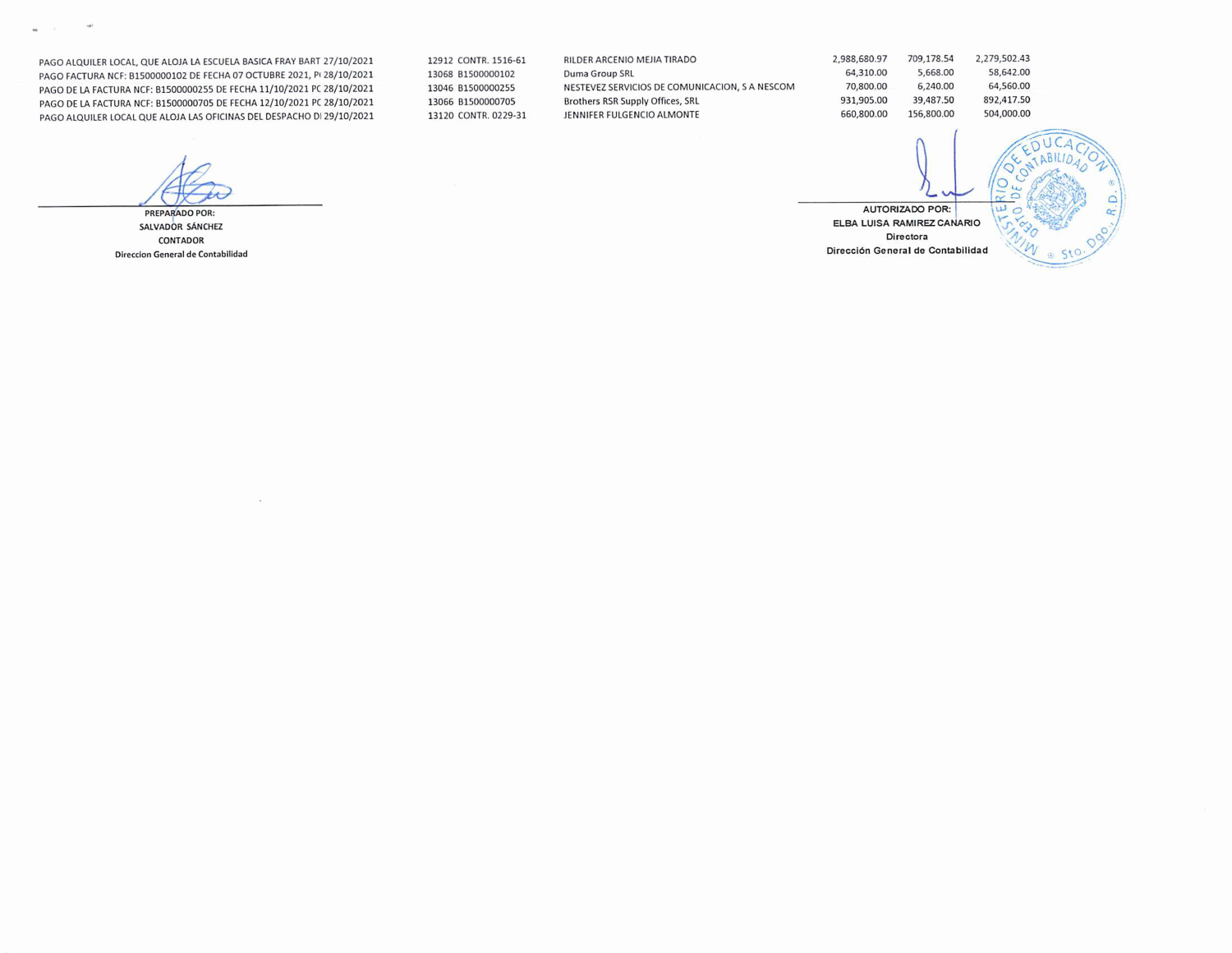| | | | | | | |
|---|---|---|---|---|---|---|
| PAGO ALQUILER LOCAL, QUE ALOJA LA ESCUELA BASICA FRAY BART | 27/10/2021 | 12912 CONTR. 1516-61 | RILDER ARCENIO MEJIA TIRADO | 2,988,680.97 | 709,178.54 | 2,279,502.43 |
| PAGO FACTURA NCF: B1500000102 DE FECHA 07 OCTUBRE 2021, P | 28/10/2021 | 13068 B1500000102 | Duma Group SRL | 64,310.00 | 5,668.00 | 58,642.00 |
| PAGO DE LA FACTURA NCF: B1500000255 DE FECHA 11/10/2021 PC | 28/10/2021 | 13046 B1500000255 | NESTEVEZ SERVICIOS DE COMUNICACION, S A NESCOM | 70,800.00 | 6,240.00 | 64,560.00 |
| PAGO DE LA FACTURA NCF: B1500000705 DE FECHA 12/10/2021 PC | 28/10/2021 | 13066 B1500000705 | Brothers RSR Supply Offices, SRL | 931,905.00 | 39,487.50 | 892,417.50 |
| PAGO ALQUILER LOCAL QUE ALOJA LAS OFICINAS DEL DESPACHO D | 29/10/2021 | 13120 CONTR. 0229-31 | JENNIFER FULGENCIO ALMONTE | 660,800.00 | 156,800.00 | 504,000.00 |

**PREPARADO POR:**
**SALVADOR SÁNCHEZ**
**CONTADOR**
**Direccion General de Contabilidad**

**AUTORIZADO POR:**
**ELBA LUISA RAMIREZ CANARIO**
**Directora**
**Dirección General de Contabilidad**

MINISTERIO DE EDUCACION DEPTO. DE CONTABILIDAD Sto. Dgo., R.D.